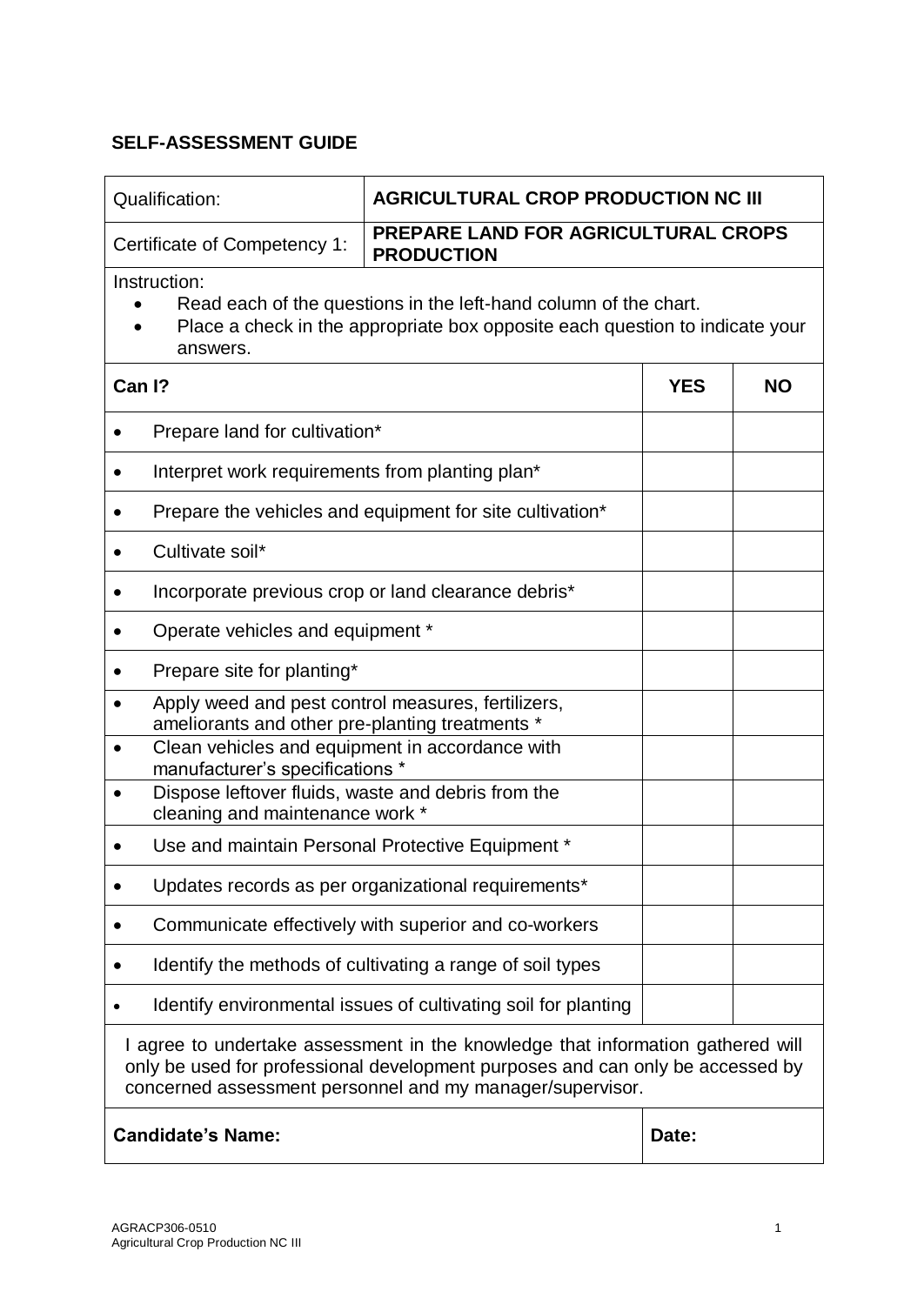## SELF-ASSESSMENT GUIDE

| Qualification: | AGRICULTURAL CROP PRODUCTION NC III |
|---|---|
| Certificate of Competency 1: | PREPARE LAND FOR AGRICULTURAL CROPS PRODUCTION |

Instruction:

- Read each of the questions in the left-hand column of the chart.
- Place a check in the appropriate box opposite each question to indicate your answers.

| Can I? | YES | NO |
|---|---|---|
| • Prepare land for cultivation* | | |
| • Interpret work requirements from planting plan* | | |
| • Prepare the vehicles and equipment for site cultivation* | | |
| • Cultivate soil* | | |
| • Incorporate previous crop or land clearance debris* | | |
| • Operate vehicles and equipment * | | |
| • Prepare site for planting* | | |
| • Apply weed and pest control measures, fertilizers, ameliorants and other pre-planting treatments * | | |
| • Clean vehicles and equipment in accordance with manufacturer's specifications * | | |
| • Dispose leftover fluids, waste and debris from the cleaning and maintenance work * | | |
| • Use and maintain Personal Protective Equipment * | | |
| • Updates records as per organizational requirements* | | |
| • Communicate effectively with superior and co-workers | | |
| • Identify the methods of cultivating a range of soil types | | |
| • Identify environmental issues of cultivating soil for planting | | |

I agree to undertake assessment in the knowledge that information gathered will only be used for professional development purposes and can only be accessed by concerned assessment personnel and my manager/supervisor.

| **Candidate's Name:** | **Date:** |
|---|---|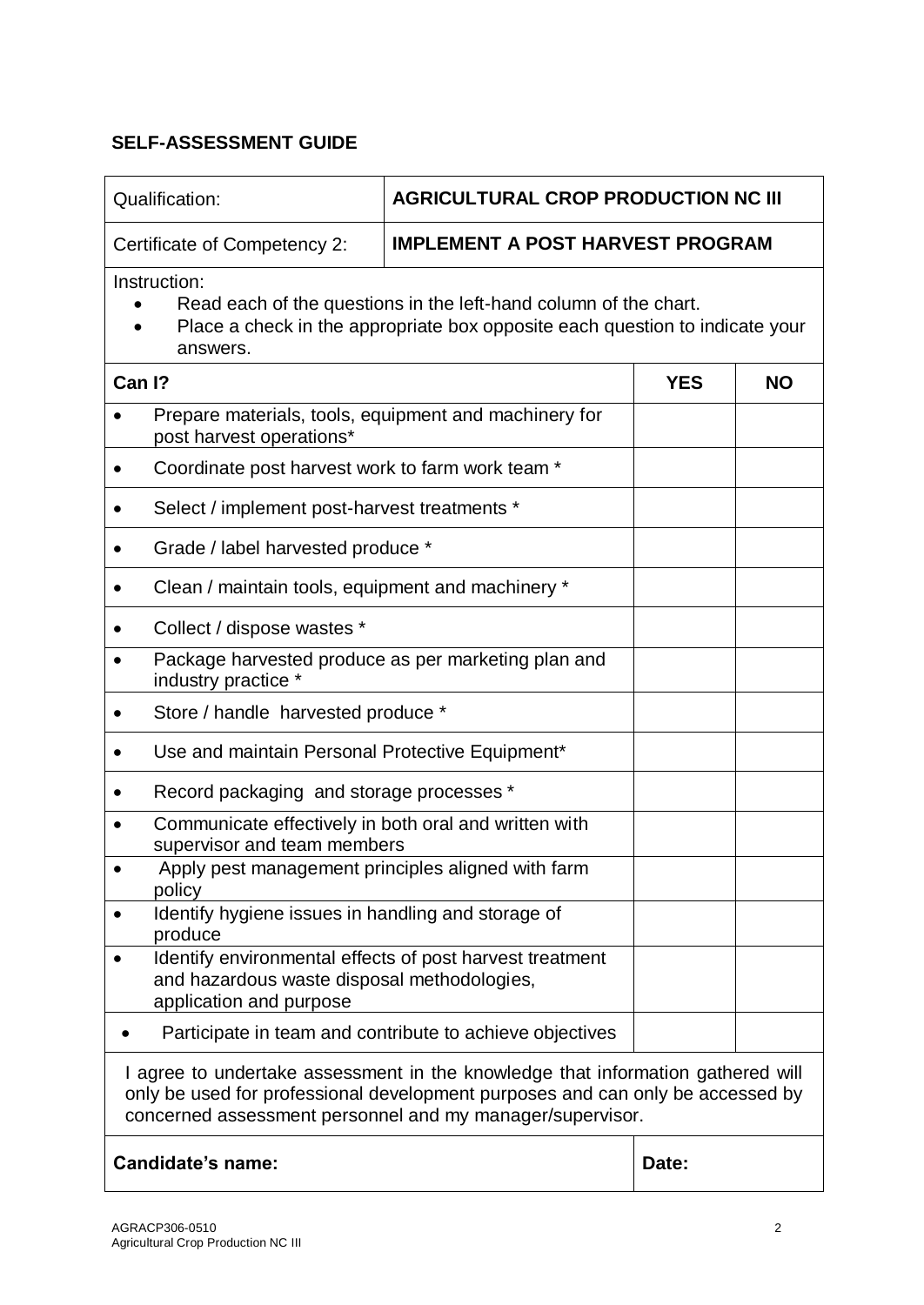**SELF-ASSESSMENT GUIDE**

| Qualification: | **AGRICULTURAL CROP PRODUCTION NC III** | | |
|---|---|---|---|
| Certificate of Competency 2: | **IMPLEMENT A POST HARVEST PROGRAM** | | |
| Instruction:<br>• Read each of the questions in the left-hand column of the chart.<br>• Place a check in the appropriate box opposite each question to indicate your answers. | | | |
| **Can I?** | | **YES** | **NO** |
| • Prepare materials, tools, equipment and machinery for post harvest operations* | | | |
| • Coordinate post harvest work to farm work team * | | | |
| • Select / implement post-harvest treatments * | | | |
| • Grade / label harvested produce * | | | |
| • Clean / maintain tools, equipment and machinery * | | | |
| • Collect / dispose wastes * | | | |
| • Package harvested produce as per marketing plan and industry practice * | | | |
| • Store / handle harvested produce * | | | |
| • Use and maintain Personal Protective Equipment* | | | |
| • Record packaging and storage processes * | | | |
| • Communicate effectively in both oral and written with supervisor and team members | | | |
| • Apply pest management principles aligned with farm policy | | | |
| • Identify hygiene issues in handling and storage of produce | | | |
| • Identify environmental effects of post harvest treatment and hazardous waste disposal methodologies, application and purpose | | | |
| • Participate in team and contribute to achieve objectives | | | |
| I agree to undertake assessment in the knowledge that information gathered will only be used for professional development purposes and can only be accessed by concerned assessment personnel and my manager/supervisor. | | | |
| **Candidate's name:** | | **Date:** | |

AGRACP306-0510
Agricultural Crop Production NC III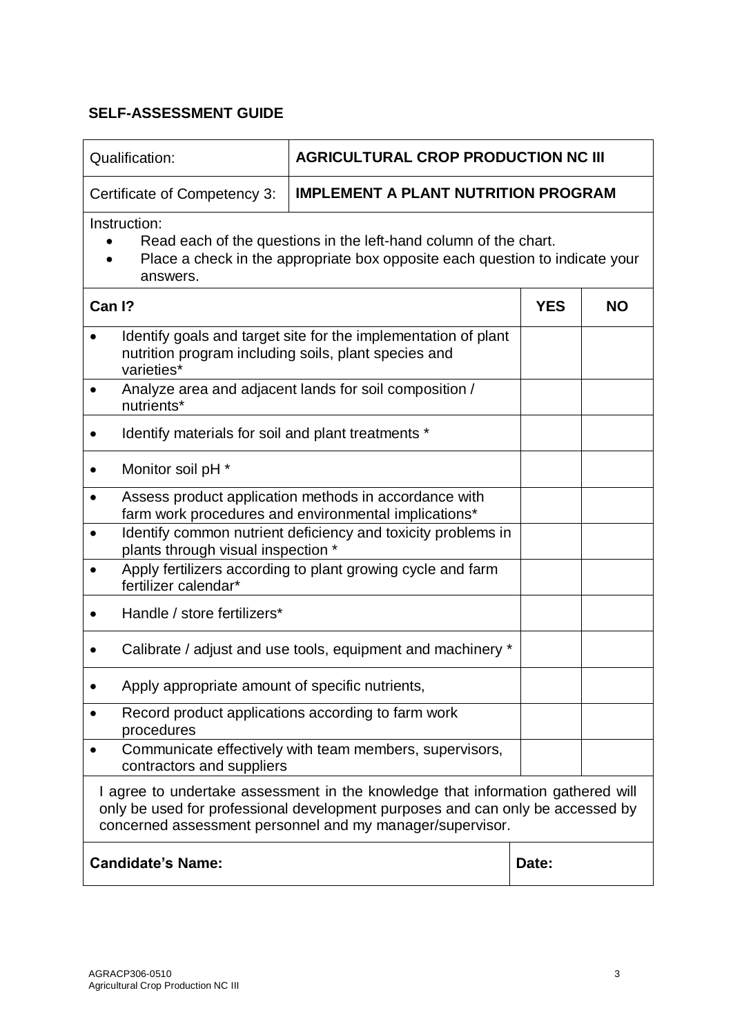**SELF-ASSESSMENT GUIDE**

| Qualification: | AGRICULTURAL CROP PRODUCTION NC III | | |
|---|---|---|---|
| Certificate of Competency 3: | **IMPLEMENT A PLANT NUTRITION PROGRAM** | | |

Instruction:

- Read each of the questions in the left-hand column of the chart.
- Place a check in the appropriate box opposite each question to indicate your answers.

| Can I? | YES | NO |
|---|---|---|
| • Identify goals and target site for the implementation of plant nutrition program including soils, plant species and varieties* | | |
| • Analyze area and adjacent lands for soil composition / nutrients* | | |
| • Identify materials for soil and plant treatments * | | |
| • Monitor soil pH * | | |
| • Assess product application methods in accordance with farm work procedures and environmental implications* | | |
| • Identify common nutrient deficiency and toxicity problems in plants through visual inspection * | | |
| • Apply fertilizers according to plant growing cycle and farm fertilizer calendar* | | |
| • Handle / store fertilizers* | | |
| • Calibrate / adjust and use tools, equipment and machinery * | | |
| • Apply appropriate amount of specific nutrients, | | |
| • Record product applications according to farm work procedures | | |
| • Communicate effectively with team members, supervisors, contractors and suppliers | | |

I agree to undertake assessment in the knowledge that information gathered will only be used for professional development purposes and can only be accessed by concerned assessment personnel and my manager/supervisor.

| Candidate's Name: | Date: |
|---|---|
| | |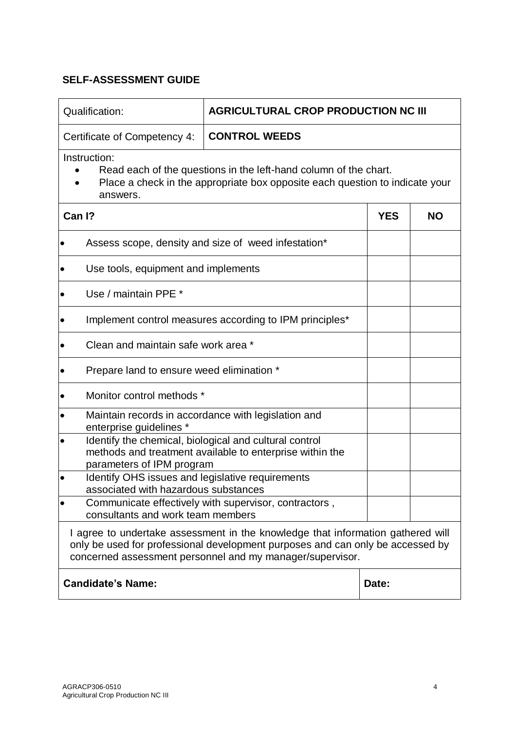**SELF-ASSESSMENT GUIDE**

| Qualification: | **AGRICULTURAL CROP PRODUCTION NC III** | | |
|---|---|---|---|
| Certificate of Competency 4: | **CONTROL WEEDS** | | |
| Instruction:<br>• Read each of the questions in the left-hand column of the chart.<br>• Place a check in the appropriate box opposite each question to indicate your answers. | | | |
| **Can I?** | | **YES** | **NO** |
| • Assess scope, density and size of weed infestation* | | | |
| • Use tools, equipment and implements | | | |
| • Use / maintain PPE * | | | |
| • Implement control measures according to IPM principles* | | | |
| • Clean and maintain safe work area * | | | |
| • Prepare land to ensure weed elimination * | | | |
| • Monitor control methods * | | | |
| • Maintain records in accordance with legislation and enterprise guidelines * | | | |
| • Identify the chemical, biological and cultural control methods and treatment available to enterprise within the parameters of IPM program | | | |
| • Identify OHS issues and legislative requirements associated with hazardous substances | | | |
| • Communicate effectively with supervisor, contractors , consultants and work team members | | | |
| I agree to undertake assessment in the knowledge that information gathered will only be used for professional development purposes and can only be accessed by concerned assessment personnel and my manager/supervisor. | | | |
| **Candidate's Name:** | | **Date:** | |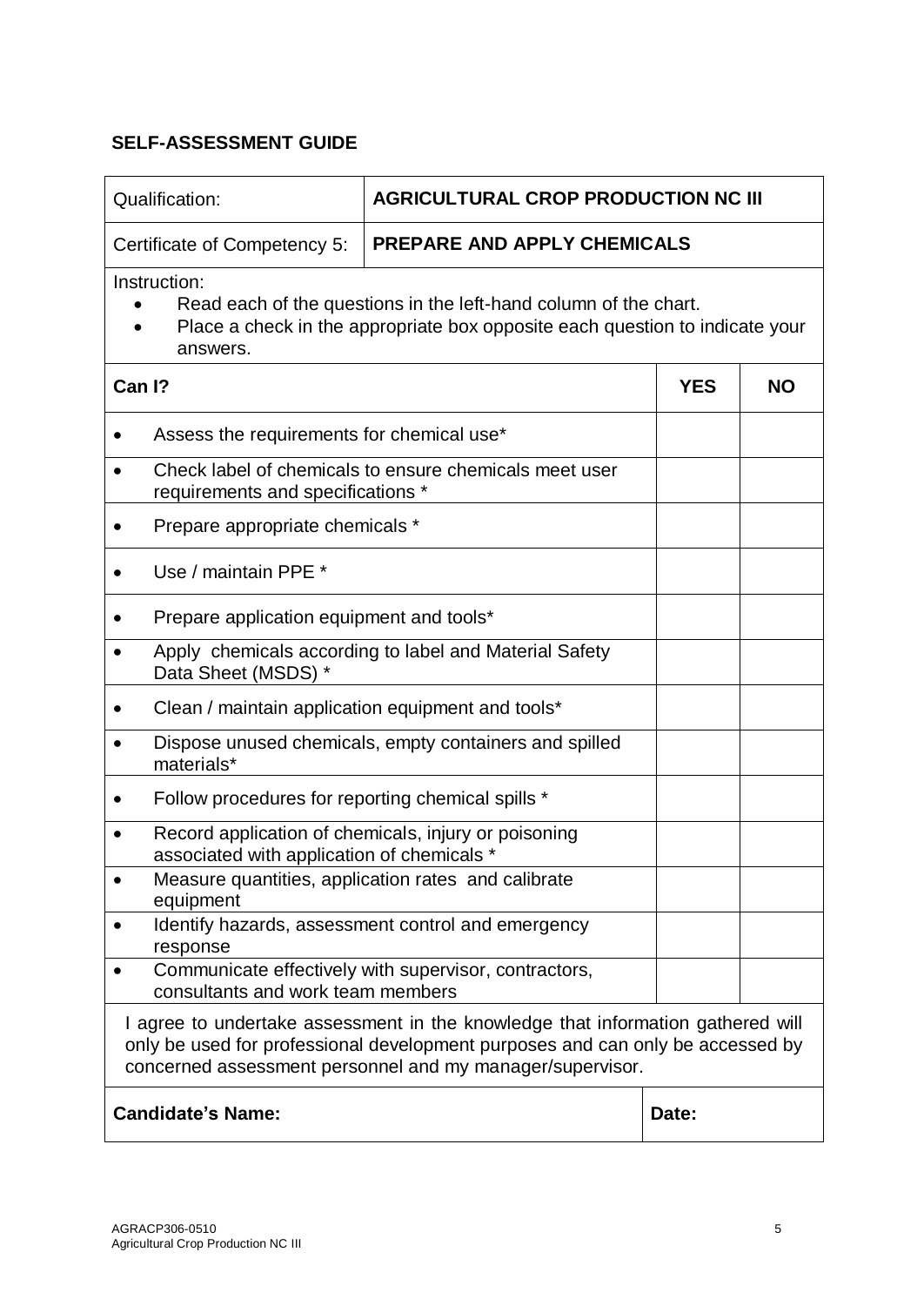## SELF-ASSESSMENT GUIDE

| Qualification: | **AGRICULTURAL CROP PRODUCTION NC III** |
|---|---|
| Certificate of Competency 5: | **PREPARE AND APPLY CHEMICALS** |

Instruction:

- Read each of the questions in the left-hand column of the chart.
- Place a check in the appropriate box opposite each question to indicate your answers.

| **Can I?** | **YES** | **NO** |
|---|---|---|
| • Assess the requirements for chemical use* | | |
| • Check label of chemicals to ensure chemicals meet user requirements and specifications * | | |
| • Prepare appropriate chemicals * | | |
| • Use / maintain PPE * | | |
| • Prepare application equipment and tools* | | |
| • Apply chemicals according to label and Material Safety Data Sheet (MSDS) * | | |
| • Clean / maintain application equipment and tools* | | |
| • Dispose unused chemicals, empty containers and spilled materials* | | |
| • Follow procedures for reporting chemical spills * | | |
| • Record application of chemicals, injury or poisoning associated with application of chemicals * | | |
| • Measure quantities, application rates and calibrate equipment | | |
| • Identify hazards, assessment control and emergency response | | |
| • Communicate effectively with supervisor, contractors, consultants and work team members | | |

I agree to undertake assessment in the knowledge that information gathered will only be used for professional development purposes and can only be accessed by concerned assessment personnel and my manager/supervisor.

| **Candidate's Name:** | **Date:** |
|---|---|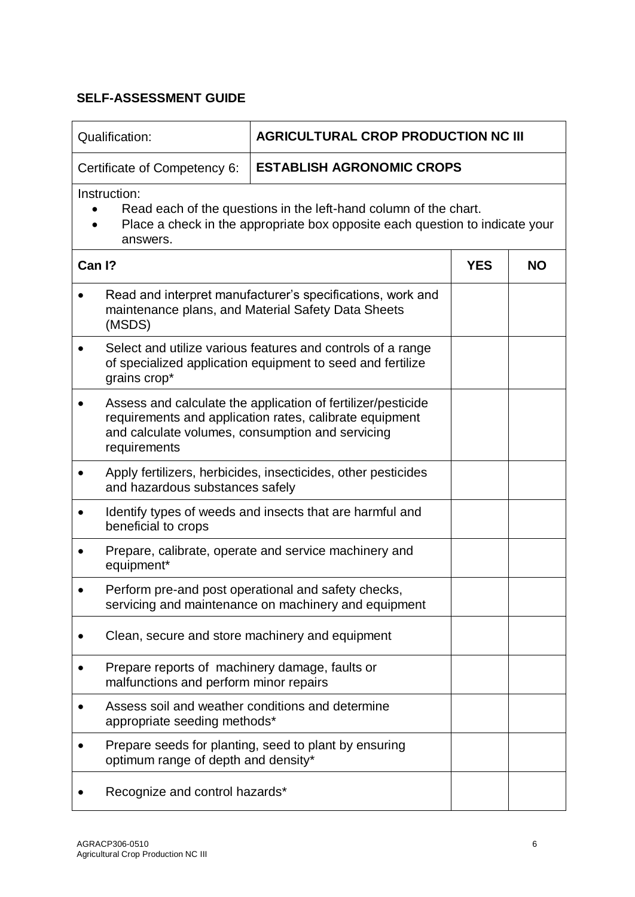## SELF-ASSESSMENT GUIDE

| Qualification: | AGRICULTURAL CROP PRODUCTION NC III | | |
|---|---|---|---|
| Certificate of Competency 6: | ESTABLISH AGRONOMIC CROPS | | |

Instruction:

- Read each of the questions in the left-hand column of the chart.
- Place a check in the appropriate box opposite each question to indicate your answers.

| Can I? | YES | NO |
|---|---|---|
| • Read and interpret manufacturer's specifications, work and maintenance plans, and Material Safety Data Sheets (MSDS) | | |
| • Select and utilize various features and controls of a range of specialized application equipment to seed and fertilize grains crop* | | |
| • Assess and calculate the application of fertilizer/pesticide requirements and application rates, calibrate equipment and calculate volumes, consumption and servicing requirements | | |
| • Apply fertilizers, herbicides, insecticides, other pesticides and hazardous substances safely | | |
| • Identify types of weeds and insects that are harmful and beneficial to crops | | |
| • Prepare, calibrate, operate and service machinery and equipment* | | |
| • Perform pre-and post operational and safety checks, servicing and maintenance on machinery and equipment | | |
| • Clean, secure and store machinery and equipment | | |
| • Prepare reports of machinery damage, faults or malfunctions and perform minor repairs | | |
| • Assess soil and weather conditions and determine appropriate seeding methods* | | |
| • Prepare seeds for planting, seed to plant by ensuring optimum range of depth and density* | | |
| • Recognize and control hazards* | | |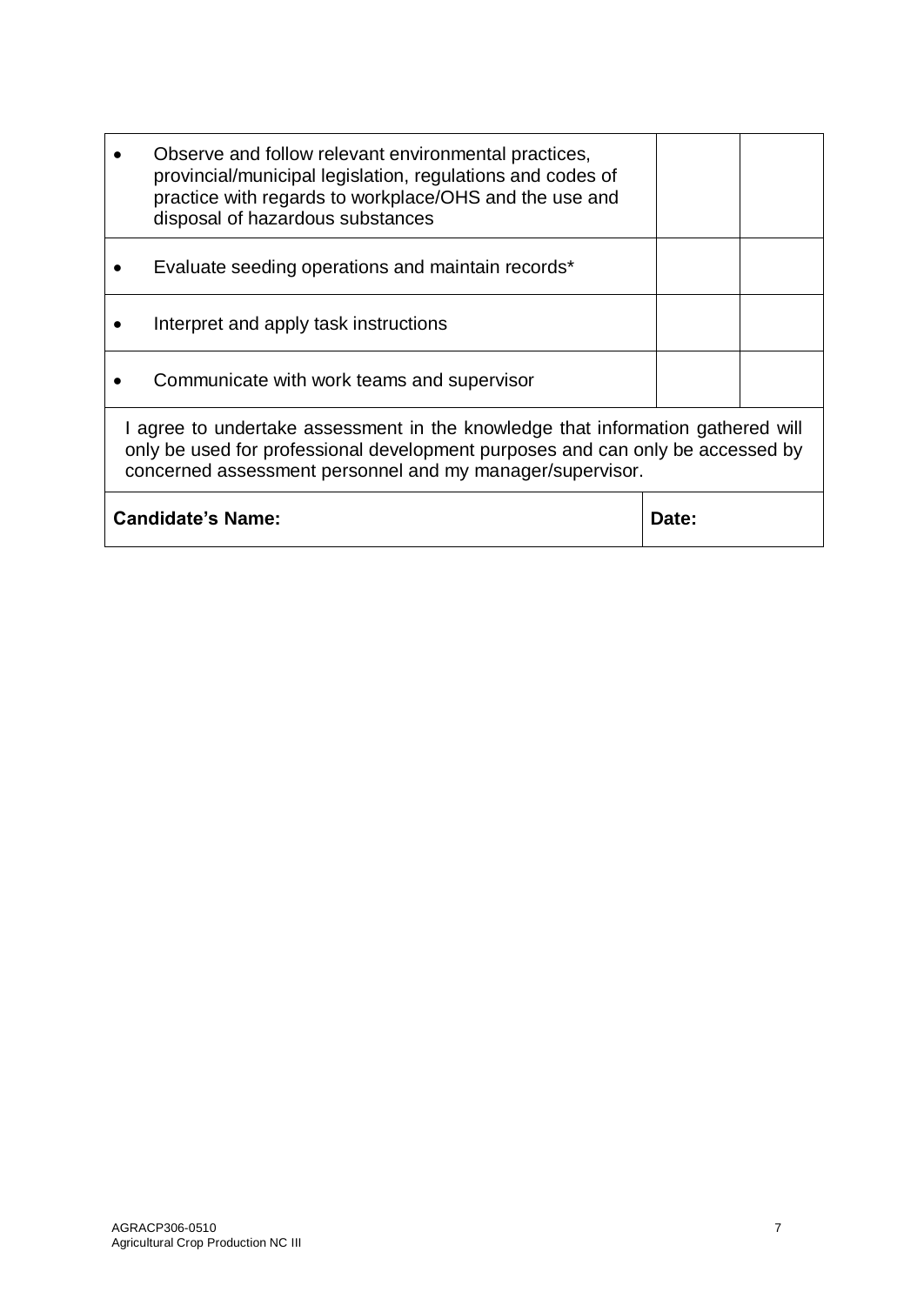| | | |
|---|---|---|
| • Observe and follow relevant environmental practices, provincial/municipal legislation, regulations and codes of practice with regards to workplace/OHS and the use and disposal of hazardous substances | | |
| • Evaluate seeding operations and maintain records* | | |
| • Interpret and apply task instructions | | |
| • Communicate with work teams and supervisor | | |

I agree to undertake assessment in the knowledge that information gathered will only be used for professional development purposes and can only be accessed by concerned assessment personnel and my manager/supervisor.

| **Candidate's Name:** | **Date:** |
|---|---|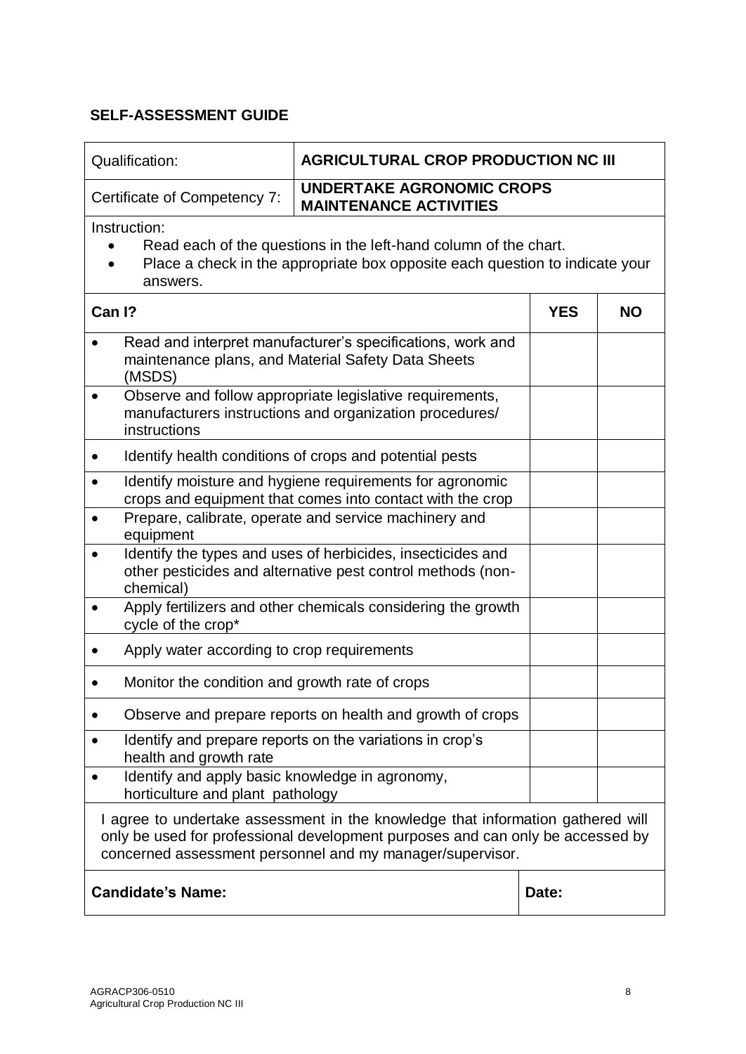## SELF-ASSESSMENT GUIDE

| Qualification: | **AGRICULTURAL CROP PRODUCTION NC III** |
|---|---|
| Certificate of Competency 7: | **UNDERTAKE AGRONOMIC CROPS MAINTENANCE ACTIVITIES** |

Instruction:

- Read each of the questions in the left-hand column of the chart.
- Place a check in the appropriate box opposite each question to indicate your answers.

| **Can I?** | **YES** | **NO** |
|---|---|---|
| • Read and interpret manufacturer's specifications, work and maintenance plans, and Material Safety Data Sheets (MSDS) | | |
| • Observe and follow appropriate legislative requirements, manufacturers instructions and organization procedures/ instructions | | |
| • Identify health conditions of crops and potential pests | | |
| • Identify moisture and hygiene requirements for agronomic crops and equipment that comes into contact with the crop | | |
| • Prepare, calibrate, operate and service machinery and equipment | | |
| • Identify the types and uses of herbicides, insecticides and other pesticides and alternative pest control methods (non-chemical) | | |
| • Apply fertilizers and other chemicals considering the growth cycle of the crop* | | |
| • Apply water according to crop requirements | | |
| • Monitor the condition and growth rate of crops | | |
| • Observe and prepare reports on health and growth of crops | | |
| • Identify and prepare reports on the variations in crop's health and growth rate | | |
| • Identify and apply basic knowledge in agronomy, horticulture and plant pathology | | |

I agree to undertake assessment in the knowledge that information gathered will only be used for professional development purposes and can only be accessed by concerned assessment personnel and my manager/supervisor.

| **Candidate's Name:** | **Date:** |
|---|---|
| | |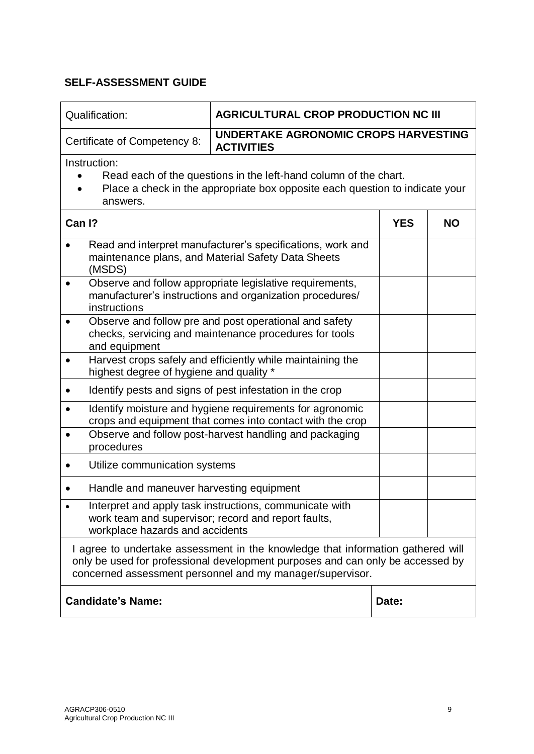**SELF-ASSESSMENT GUIDE**

| Qualification: | **AGRICULTURAL CROP PRODUCTION NC III** | | |
|---|---|---|---|
| Certificate of Competency 8: | **UNDERTAKE AGRONOMIC CROPS HARVESTING ACTIVITIES** | | |

Instruction:

- Read each of the questions in the left-hand column of the chart.
- Place a check in the appropriate box opposite each question to indicate your answers.

| **Can I?** | **YES** | **NO** |
|---|---|---|
| • Read and interpret manufacturer's specifications, work and maintenance plans, and Material Safety Data Sheets (MSDS) | | |
| • Observe and follow appropriate legislative requirements, manufacturer's instructions and organization procedures/ instructions | | |
| • Observe and follow pre and post operational and safety checks, servicing and maintenance procedures for tools and equipment | | |
| • Harvest crops safely and efficiently while maintaining the highest degree of hygiene and quality * | | |
| • Identify pests and signs of pest infestation in the crop | | |
| • Identify moisture and hygiene requirements for agronomic crops and equipment that comes into contact with the crop | | |
| • Observe and follow post-harvest handling and packaging procedures | | |
| • Utilize communication systems | | |
| • Handle and maneuver harvesting equipment | | |
| • Interpret and apply task instructions, communicate with work team and supervisor; record and report faults, workplace hazards and accidents | | |

I agree to undertake assessment in the knowledge that information gathered will only be used for professional development purposes and can only be accessed by concerned assessment personnel and my manager/supervisor.

| **Candidate's Name:** | **Date:** |
|---|---|
| | |

AGRACP306-0510
Agricultural Crop Production NC III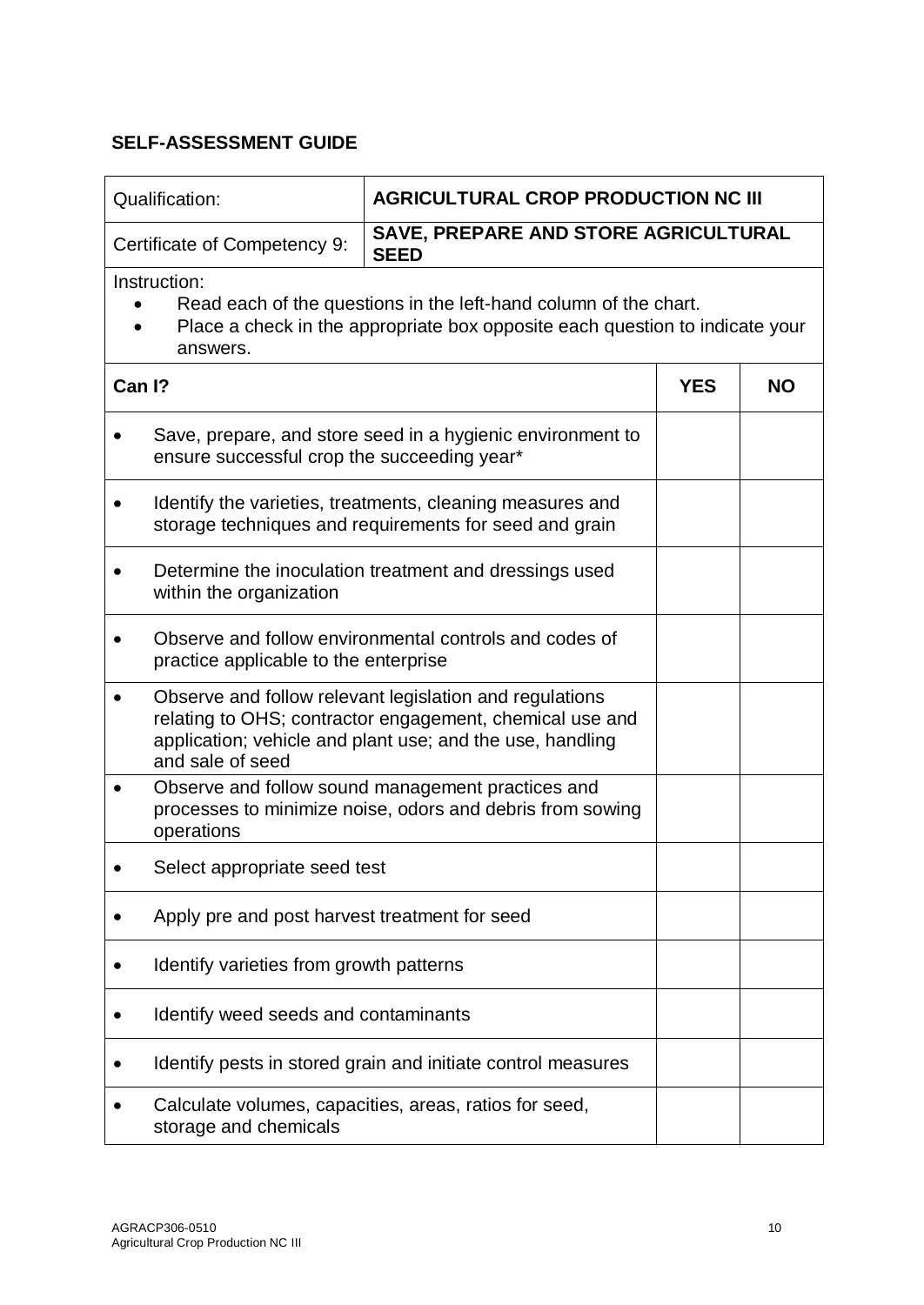**SELF-ASSESSMENT GUIDE**

| Qualification: | **AGRICULTURAL CROP PRODUCTION NC III** |
| --- | --- |
| Certificate of Competency 9: | **SAVE, PREPARE AND STORE AGRICULTURAL SEED** |

Instruction:

- Read each of the questions in the left-hand column of the chart.
- Place a check in the appropriate box opposite each question to indicate your answers.

| **Can I?** | **YES** | **NO** |
| --- | --- | --- |
| • Save, prepare, and store seed in a hygienic environment to ensure successful crop the succeeding year* | | |
| • Identify the varieties, treatments, cleaning measures and storage techniques and requirements for seed and grain | | |
| • Determine the inoculation treatment and dressings used within the organization | | |
| • Observe and follow environmental controls and codes of practice applicable to the enterprise | | |
| • Observe and follow relevant legislation and regulations relating to OHS; contractor engagement, chemical use and application; vehicle and plant use; and the use, handling and sale of seed | | |
| • Observe and follow sound management practices and processes to minimize noise, odors and debris from sowing operations | | |
| • Select appropriate seed test | | |
| • Apply pre and post harvest treatment for seed | | |
| • Identify varieties from growth patterns | | |
| • Identify weed seeds and contaminants | | |
| • Identify pests in stored grain and initiate control measures | | |
| • Calculate volumes, capacities, areas, ratios for seed, storage and chemicals | | |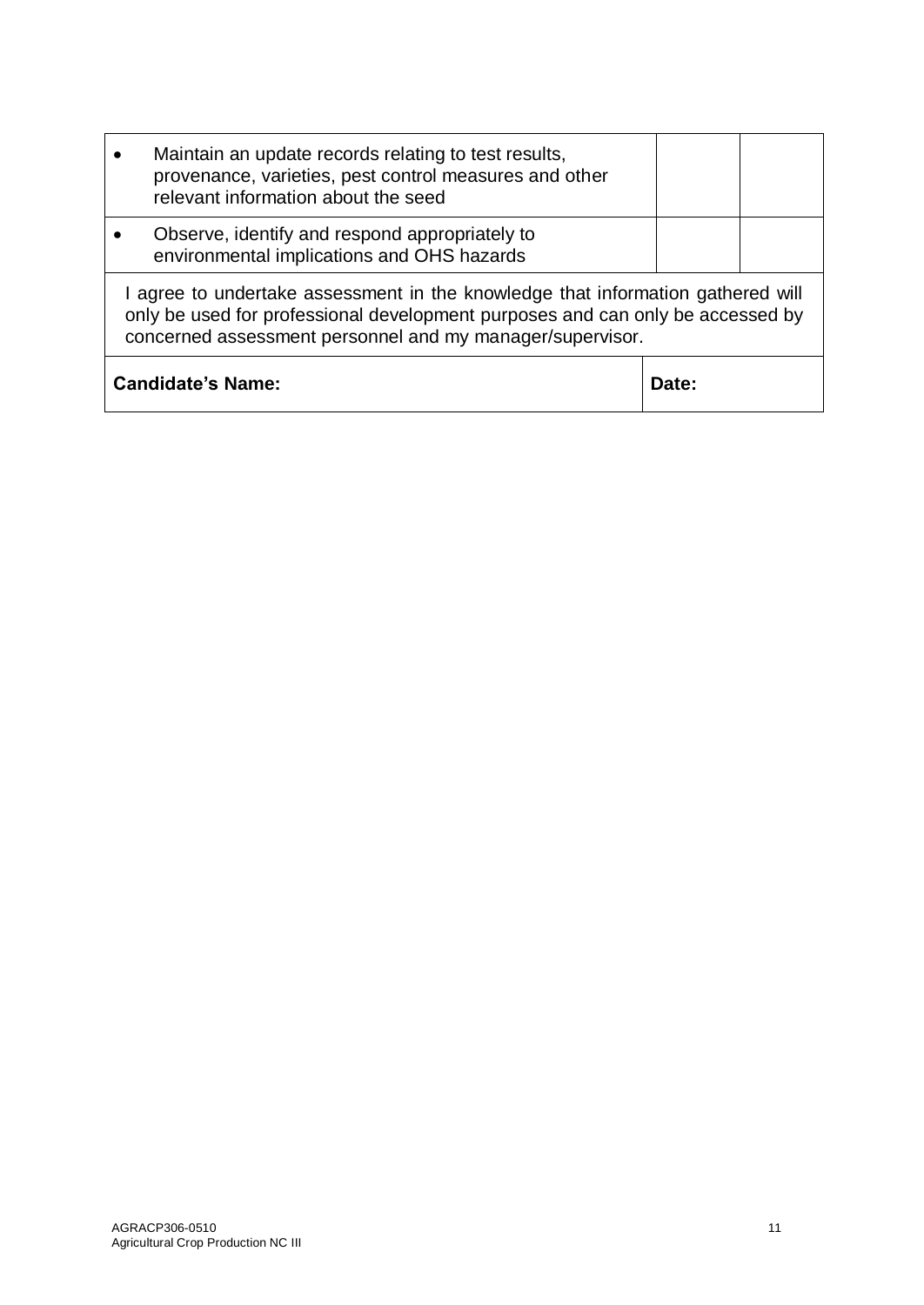| | | |
|---|---|---|
| • Maintain an update records relating to test results, provenance, varieties, pest control measures and other relevant information about the seed | | |
| • Observe, identify and respond appropriately to environmental implications and OHS hazards | | |
| I agree to undertake assessment in the knowledge that information gathered will only be used for professional development purposes and can only be accessed by concerned assessment personnel and my manager/supervisor. | | |
| **Candidate's Name:** | **Date:** | |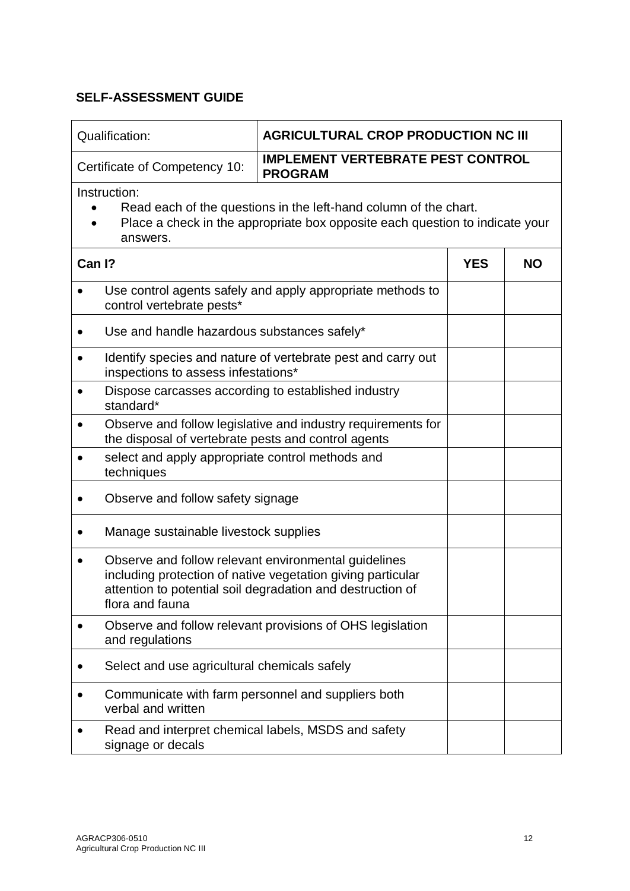**SELF-ASSESSMENT GUIDE**

| Qualification: | **AGRICULTURAL CROP PRODUCTION NC III** |
| --- | --- |
| Certificate of Competency 10: | **IMPLEMENT VERTEBRATE PEST CONTROL PROGRAM** |

Instruction:

- Read each of the questions in the left-hand column of the chart.
- Place a check in the appropriate box opposite each question to indicate your answers.

| **Can I?** | **YES** | **NO** |
| --- | --- | --- |
| • Use control agents safely and apply appropriate methods to control vertebrate pests* | | |
| • Use and handle hazardous substances safely* | | |
| • Identify species and nature of vertebrate pest and carry out inspections to assess infestations* | | |
| • Dispose carcasses according to established industry standard* | | |
| • Observe and follow legislative and industry requirements for the disposal of vertebrate pests and control agents | | |
| • select and apply appropriate control methods and techniques | | |
| • Observe and follow safety signage | | |
| • Manage sustainable livestock supplies | | |
| • Observe and follow relevant environmental guidelines including protection of native vegetation giving particular attention to potential soil degradation and destruction of flora and fauna | | |
| • Observe and follow relevant provisions of OHS legislation and regulations | | |
| • Select and use agricultural chemicals safely | | |
| • Communicate with farm personnel and suppliers both verbal and written | | |
| • Read and interpret chemical labels, MSDS and safety signage or decals | | |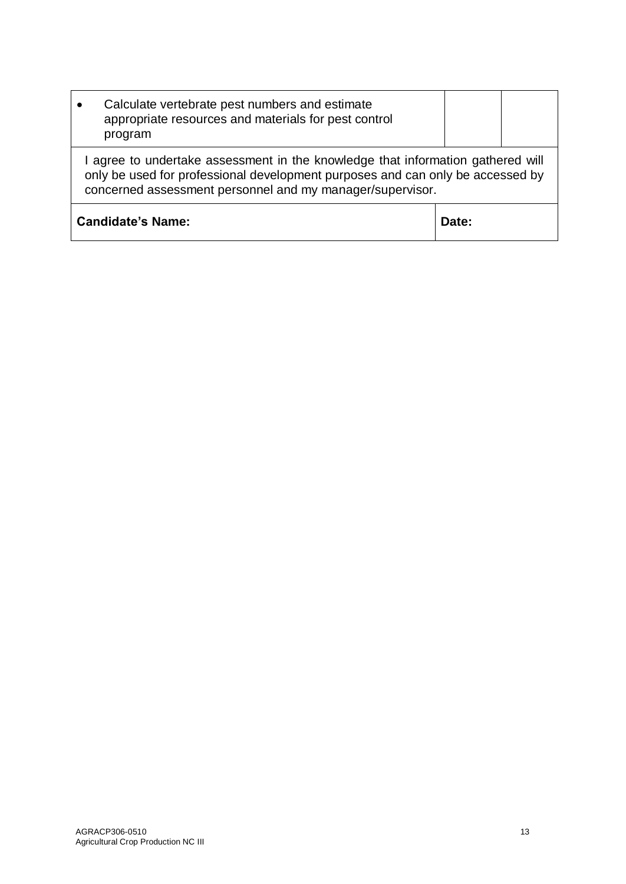| | | |
|---|---|---|
| • Calculate vertebrate pest numbers and estimate appropriate resources and materials for pest control program | | |
| I agree to undertake assessment in the knowledge that information gathered will only be used for professional development purposes and can only be accessed by concerned assessment personnel and my manager/supervisor. | | |
| **Candidate's Name:** | **Date:** | |